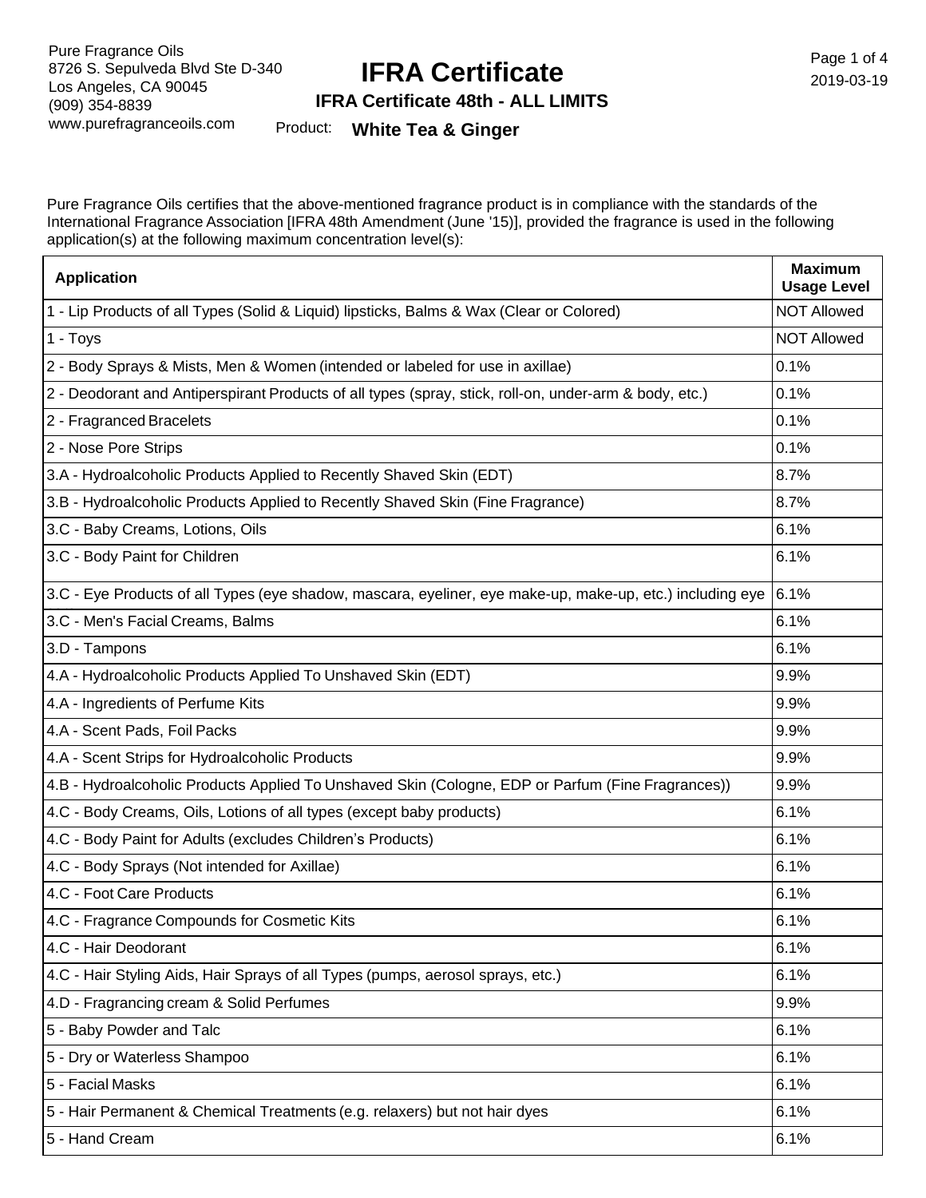Pure Fragrance Oils
8726 S. Sepulveda Blvd Ste D-340
Los Angeles, CA 90045
(909) 354-8839
www.purefragranceoils.com

2019-03-19

# IFRA Certificate

## IFRA Certificate 48th - ALL LIMITS

Product: **White Tea & Ginger**

Pure Fragrance Oils certifies that the above-mentioned fragrance product is in compliance with the standards of the International Fragrance Association [IFRA 48th Amendment (June '15)], provided the fragrance is used in the following application(s) at the following maximum concentration level(s):

| Application | Maximum Usage Level |
|---|---|
| 1 - Lip Products of all Types (Solid & Liquid) lipsticks, Balms & Wax (Clear or Colored) | NOT Allowed |
| 1 - Toys | NOT Allowed |
| 2 - Body Sprays & Mists, Men & Women (intended or labeled for use in axillae) | 0.1% |
| 2 - Deodorant and Antiperspirant Products of all types (spray, stick, roll-on, under-arm & body, etc.) | 0.1% |
| 2 - Fragranced Bracelets | 0.1% |
| 2 - Nose Pore Strips | 0.1% |
| 3.A - Hydroalcoholic Products Applied to Recently Shaved Skin (EDT) | 8.7% |
| 3.B - Hydroalcoholic Products Applied to Recently Shaved Skin (Fine Fragrance) | 8.7% |
| 3.C - Baby Creams, Lotions, Oils | 6.1% |
| 3.C - Body Paint for Children | 6.1% |
| 3.C - Eye Products of all Types (eye shadow, mascara, eyeliner, eye make-up, make-up, etc.) including eye | 6.1% |
| 3.C - Men's Facial Creams, Balms | 6.1% |
| 3.D - Tampons | 6.1% |
| 4.A - Hydroalcoholic Products Applied To Unshaved Skin (EDT) | 9.9% |
| 4.A - Ingredients of Perfume Kits | 9.9% |
| 4.A - Scent Pads, Foil Packs | 9.9% |
| 4.A - Scent Strips for Hydroalcoholic Products | 9.9% |
| 4.B - Hydroalcoholic Products Applied To Unshaved Skin (Cologne, EDP or Parfum (Fine Fragrances)) | 9.9% |
| 4.C - Body Creams, Oils, Lotions of all types (except baby products) | 6.1% |
| 4.C - Body Paint for Adults (excludes Children's Products) | 6.1% |
| 4.C - Body Sprays (Not intended for Axillae) | 6.1% |
| 4.C - Foot Care Products | 6.1% |
| 4.C - Fragrance Compounds for Cosmetic Kits | 6.1% |
| 4.C - Hair Deodorant | 6.1% |
| 4.C - Hair Styling Aids, Hair Sprays of all Types (pumps, aerosol sprays, etc.) | 6.1% |
| 4.D - Fragrancing cream & Solid Perfumes | 9.9% |
| 5 - Baby Powder and Talc | 6.1% |
| 5 - Dry or Waterless Shampoo | 6.1% |
| 5 - Facial Masks | 6.1% |
| 5 - Hair Permanent & Chemical Treatments (e.g. relaxers) but not hair dyes | 6.1% |
| 5 - Hand Cream | 6.1% |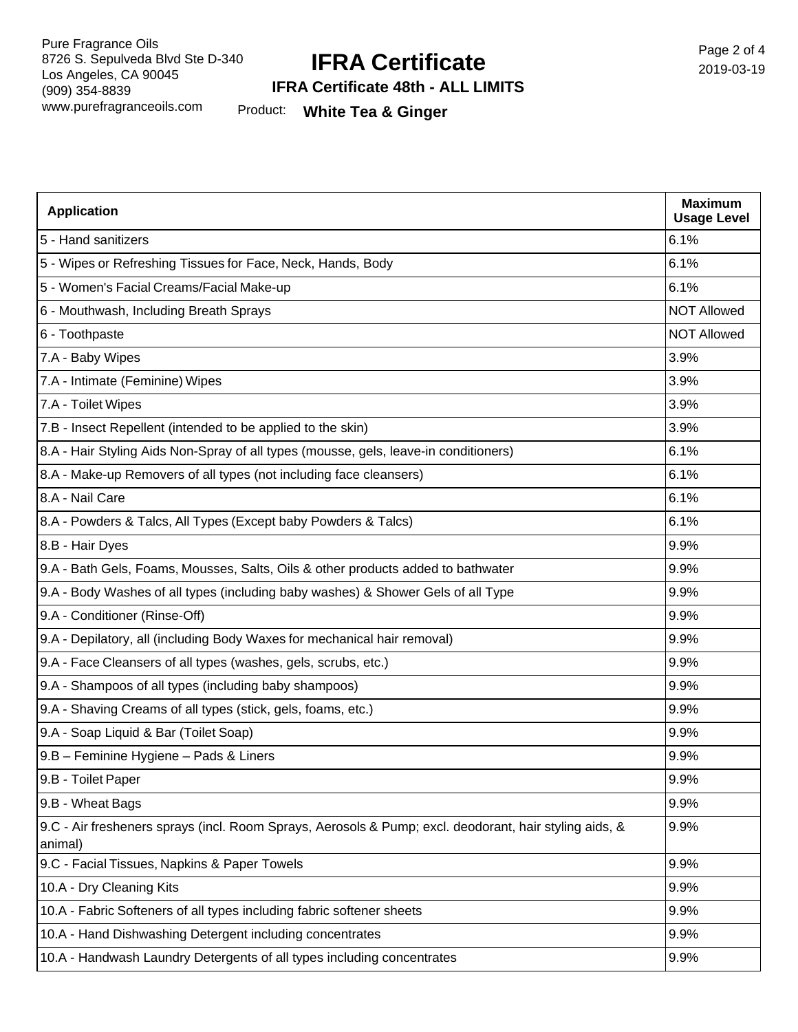# IFRA Certificate

**IFRA Certificate 48th - ALL LIMITS**

Product: **White Tea & Ginger**

| Application | Maximum Usage Level |
|---|---|
| 5 - Hand sanitizers | 6.1% |
| 5 - Wipes or Refreshing Tissues for Face, Neck, Hands, Body | 6.1% |
| 5 - Women's Facial Creams/Facial Make-up | 6.1% |
| 6 - Mouthwash, Including Breath Sprays | NOT Allowed |
| 6 - Toothpaste | NOT Allowed |
| 7.A - Baby Wipes | 3.9% |
| 7.A - Intimate (Feminine) Wipes | 3.9% |
| 7.A - Toilet Wipes | 3.9% |
| 7.B - Insect Repellent (intended to be applied to the skin) | 3.9% |
| 8.A - Hair Styling Aids Non-Spray of all types (mousse, gels, leave-in conditioners) | 6.1% |
| 8.A - Make-up Removers of all types (not including face cleansers) | 6.1% |
| 8.A - Nail Care | 6.1% |
| 8.A - Powders & Talcs, All Types (Except baby Powders & Talcs) | 6.1% |
| 8.B - Hair Dyes | 9.9% |
| 9.A - Bath Gels, Foams, Mousses, Salts, Oils & other products added to bathwater | 9.9% |
| 9.A - Body Washes of all types (including baby washes) & Shower Gels of all Type | 9.9% |
| 9.A - Conditioner (Rinse-Off) | 9.9% |
| 9.A - Depilatory, all (including Body Waxes for mechanical hair removal) | 9.9% |
| 9.A - Face Cleansers of all types (washes, gels, scrubs, etc.) | 9.9% |
| 9.A - Shampoos of all types (including baby shampoos) | 9.9% |
| 9.A - Shaving Creams of all types (stick, gels, foams, etc.) | 9.9% |
| 9.A - Soap Liquid & Bar (Toilet Soap) | 9.9% |
| 9.B – Feminine Hygiene – Pads & Liners | 9.9% |
| 9.B - Toilet Paper | 9.9% |
| 9.B - Wheat Bags | 9.9% |
| 9.C - Air fresheners sprays (incl. Room Sprays, Aerosols & Pump; excl. deodorant, hair styling aids, & animal) | 9.9% |
| 9.C - Facial Tissues, Napkins & Paper Towels | 9.9% |
| 10.A - Dry Cleaning Kits | 9.9% |
| 10.A - Fabric Softeners of all types including fabric softener sheets | 9.9% |
| 10.A - Hand Dishwashing Detergent including concentrates | 9.9% |
| 10.A - Handwash Laundry Detergents of all types including concentrates | 9.9% |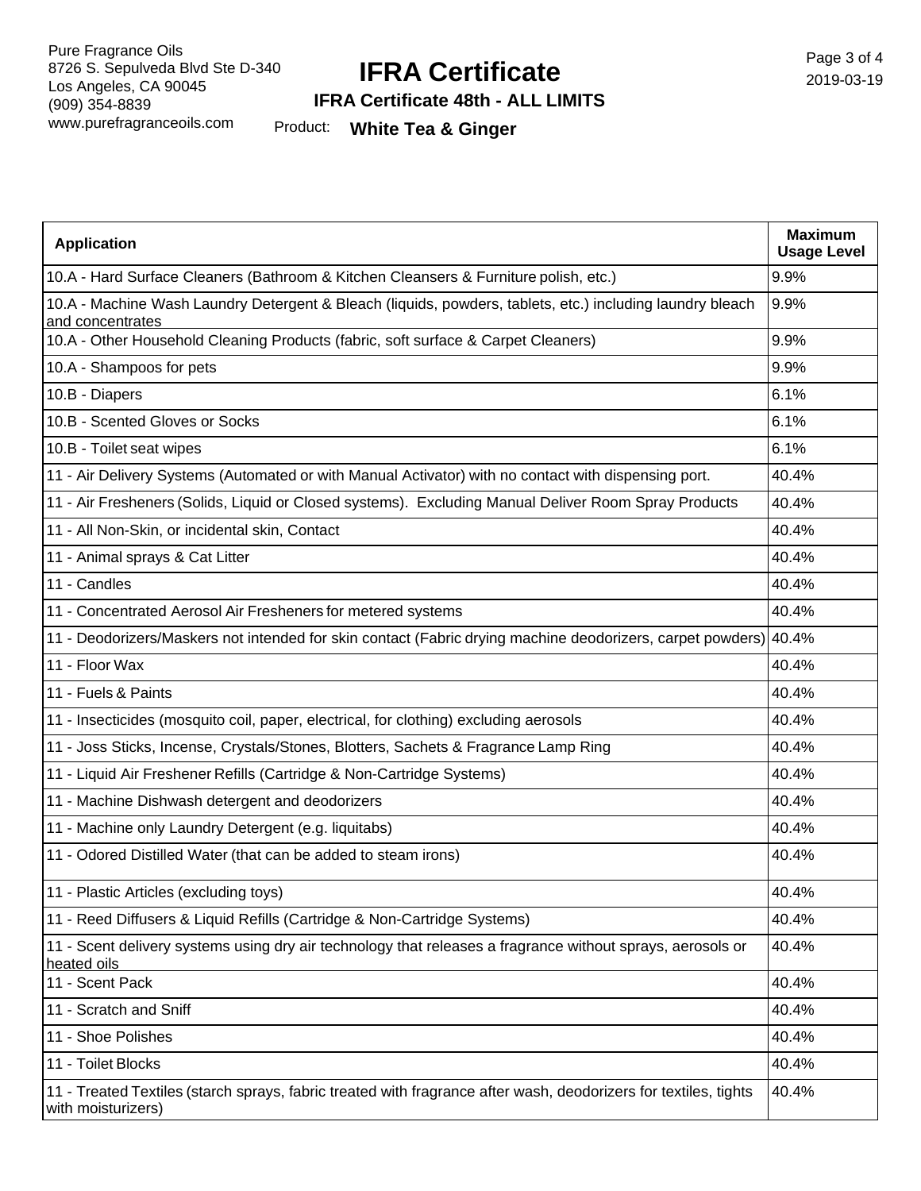| Application | Maximum Usage Level |
|---|---|
| 10.A - Hard Surface Cleaners (Bathroom & Kitchen Cleansers & Furniture polish, etc.) | 9.9% |
| 10.A - Machine Wash Laundry Detergent & Bleach (liquids, powders, tablets, etc.) including laundry bleach and concentrates | 9.9% |
| 10.A - Other Household Cleaning Products (fabric, soft surface & Carpet Cleaners) | 9.9% |
| 10.A - Shampoos for pets | 9.9% |
| 10.B - Diapers | 6.1% |
| 10.B - Scented Gloves or Socks | 6.1% |
| 10.B - Toilet seat wipes | 6.1% |
| 11 - Air Delivery Systems (Automated or with Manual Activator) with no contact with dispensing port. | 40.4% |
| 11 - Air Fresheners (Solids, Liquid or Closed systems). Excluding Manual Deliver Room Spray Products | 40.4% |
| 11 - All Non-Skin, or incidental skin, Contact | 40.4% |
| 11 - Animal sprays & Cat Litter | 40.4% |
| 11 - Candles | 40.4% |
| 11 - Concentrated Aerosol Air Fresheners for metered systems | 40.4% |
| 11 - Deodorizers/Maskers not intended for skin contact (Fabric drying machine deodorizers, carpet powders) | 40.4% |
| 11 - Floor Wax | 40.4% |
| 11 - Fuels & Paints | 40.4% |
| 11 - Insecticides (mosquito coil, paper, electrical, for clothing) excluding aerosols | 40.4% |
| 11 - Joss Sticks, Incense, Crystals/Stones, Blotters, Sachets & Fragrance Lamp Ring | 40.4% |
| 11 - Liquid Air Freshener Refills (Cartridge & Non-Cartridge Systems) | 40.4% |
| 11 - Machine Dishwash detergent and deodorizers | 40.4% |
| 11 - Machine only Laundry Detergent (e.g. liquitabs) | 40.4% |
| 11 - Odored Distilled Water (that can be added to steam irons) | 40.4% |
| 11 - Plastic Articles (excluding toys) | 40.4% |
| 11 - Reed Diffusers & Liquid Refills (Cartridge & Non-Cartridge Systems) | 40.4% |
| 11 - Scent delivery systems using dry air technology that releases a fragrance without sprays, aerosols or heated oils | 40.4% |
| 11 - Scent Pack | 40.4% |
| 11 - Scratch and Sniff | 40.4% |
| 11 - Shoe Polishes | 40.4% |
| 11 - Toilet Blocks | 40.4% |
| 11 - Treated Textiles (starch sprays, fabric treated with fragrance after wash, deodorizers for textiles, tights with moisturizers) | 40.4% |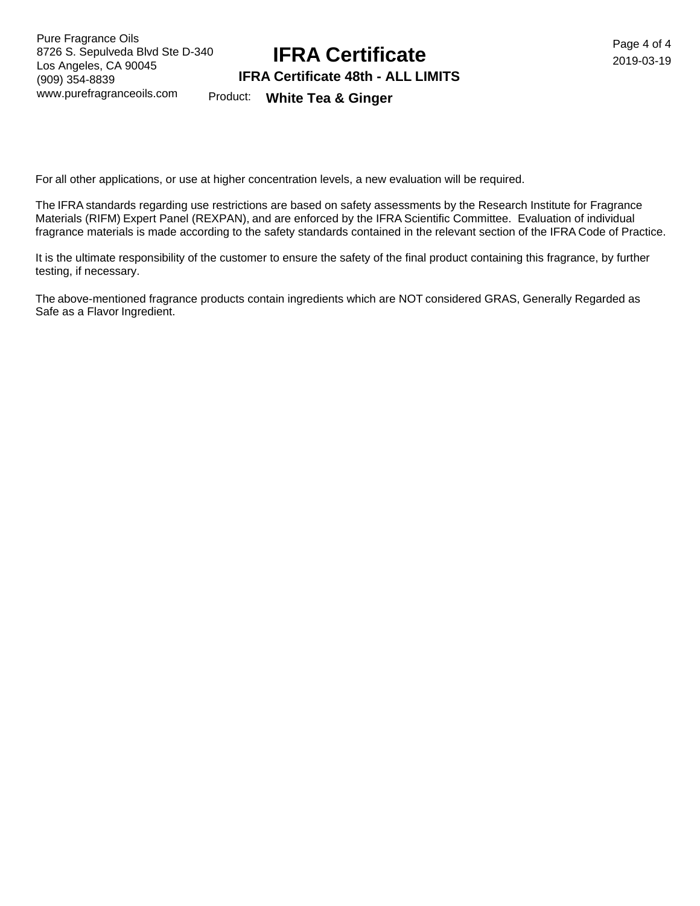For all other applications, or use at higher concentration levels, a new evaluation will be required.

The IFRA standards regarding use restrictions are based on safety assessments by the Research Institute for Fragrance Materials (RIFM) Expert Panel (REXPAN), and are enforced by the IFRA Scientific Committee.  Evaluation of individual fragrance materials is made according to the safety standards contained in the relevant section of the IFRA Code of Practice.

It is the ultimate responsibility of the customer to ensure the safety of the final product containing this fragrance, by further testing, if necessary.

The above-mentioned fragrance products contain ingredients which are NOT considered GRAS, Generally Regarded as Safe as a Flavor Ingredient.